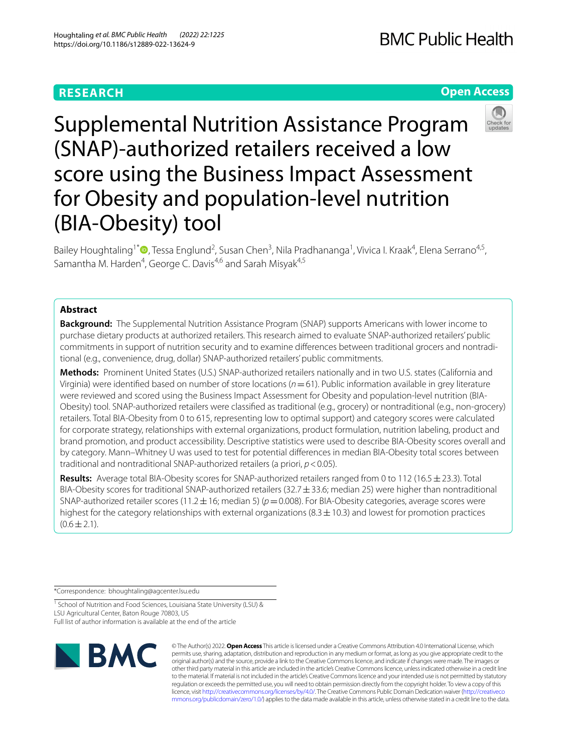RESEARCH

Open Access

# Supplemental Nutrition Assistance Program (SNAP)-authorized retailers received a low score using the Business Impact Assessment for Obesity and population-level nutrition (BIA-Obesity) tool

Bailey Houghtaling[1*], Tessa Englund[2], Susan Chen[3], Nila Pradhananga[1], Vivica I. Kraak[4], Elena Serrano[4,5], Samantha M. Harden[4], George C. Davis[4,6] and Sarah Misyak[4,5]

## Abstract

**Background:** The Supplemental Nutrition Assistance Program (SNAP) supports Americans with lower income to purchase dietary products at authorized retailers. This research aimed to evaluate SNAP-authorized retailers' public commitments in support of nutrition security and to examine differences between traditional grocers and nontraditional (e.g., convenience, drug, dollar) SNAP-authorized retailers' public commitments.

**Methods:** Prominent United States (U.S.) SNAP-authorized retailers nationally and in two U.S. states (California and Virginia) were identified based on number of store locations ($n = 61$). Public information available in grey literature were reviewed and scored using the Business Impact Assessment for Obesity and population-level nutrition (BIA-Obesity) tool. SNAP-authorized retailers were classified as traditional (e.g., grocery) or nontraditional (e.g., non-grocery) retailers. Total BIA-Obesity from 0 to 615, representing low to optimal support) and category scores were calculated for corporate strategy, relationships with external organizations, product formulation, nutrition labeling, product and brand promotion, and product accessibility. Descriptive statistics were used to describe BIA-Obesity scores overall and by category. Mann–Whitney U was used to test for potential differences in median BIA-Obesity total scores between traditional and nontraditional SNAP-authorized retailers (a priori, $p < 0.05$).

**Results:** Average total BIA-Obesity scores for SNAP-authorized retailers ranged from 0 to 112 ($16.5 \pm 23.3$). Total BIA-Obesity scores for traditional SNAP-authorized retailers ($32.7 \pm 33.6$; median 25) were higher than nontraditional SNAP-authorized retailer scores ($11.2 \pm 16$; median 5) ($p = 0.008$). For BIA-Obesity categories, average scores were highest for the category relationships with external organizations ($8.3 \pm 10.3$) and lowest for promotion practices ($0.6 \pm 2.1$).

*Correspondence: bhoughtaling@agcenter.lsu.edu

[1] School of Nutrition and Food Sciences, Louisiana State University (LSU) & LSU Agricultural Center, Baton Rouge 70803, US

Full list of author information is available at the end of the article

© The Author(s) 2022. **Open Access** This article is licensed under a Creative Commons Attribution 4.0 International License, which permits use, sharing, adaptation, distribution and reproduction in any medium or format, as long as you give appropriate credit to the original author(s) and the source, provide a link to the Creative Commons licence, and indicate if changes were made. The images or other third party material in this article are included in the article's Creative Commons licence, unless indicated otherwise in a credit line to the material. If material is not included in the article's Creative Commons licence and your intended use is not permitted by statutory regulation or exceeds the permitted use, you will need to obtain permission directly from the copyright holder. To view a copy of this licence, visit http://creativecommons.org/licenses/by/4.0/. The Creative Commons Public Domain Dedication waiver (http://creativecommons.org/publicdomain/zero/1.0/) applies to the data made available in this article, unless otherwise stated in a credit line to the data.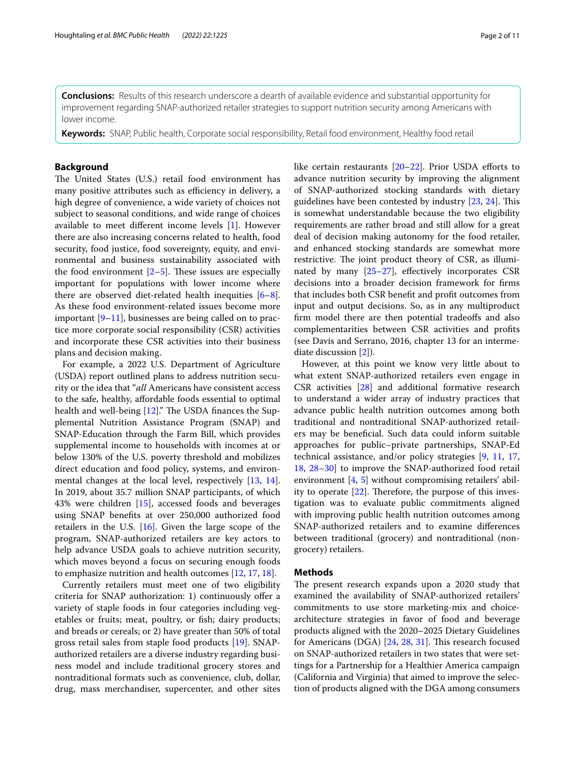**Conclusions:** Results of this research underscore a dearth of available evidence and substantial opportunity for improvement regarding SNAP-authorized retailer strategies to support nutrition security among Americans with lower income.

**Keywords:** SNAP, Public health, Corporate social responsibility, Retail food environment, Healthy food retail

## Background

The United States (U.S.) retail food environment has many positive attributes such as efficiency in delivery, a high degree of convenience, a wide variety of choices not subject to seasonal conditions, and wide range of choices available to meet different income levels [1]. However there are also increasing concerns related to health, food security, food justice, food sovereignty, equity, and environmental and business sustainability associated with the food environment [2–5]. These issues are especially important for populations with lower income where there are observed diet-related health inequities [6–8]. As these food environment-related issues become more important [9–11], businesses are being called on to practice more corporate social responsibility (CSR) activities and incorporate these CSR activities into their business plans and decision making.

For example, a 2022 U.S. Department of Agriculture (USDA) report outlined plans to address nutrition security or the idea that "*all* Americans have consistent access to the safe, healthy, affordable foods essential to optimal health and well-being [12]." The USDA finances the Supplemental Nutrition Assistance Program (SNAP) and SNAP-Education through the Farm Bill, which provides supplemental income to households with incomes at or below 130% of the U.S. poverty threshold and mobilizes direct education and food policy, systems, and environmental changes at the local level, respectively [13, 14]. In 2019, about 35.7 million SNAP participants, of which 43% were children [15], accessed foods and beverages using SNAP benefits at over 250,000 authorized food retailers in the U.S. [16]. Given the large scope of the program, SNAP-authorized retailers are key actors to help advance USDA goals to achieve nutrition security, which moves beyond a focus on securing enough foods to emphasize nutrition and health outcomes [12, 17, 18].

Currently retailers must meet one of two eligibility criteria for SNAP authorization: 1) continuously offer a variety of staple foods in four categories including vegetables or fruits; meat, poultry, or fish; dairy products; and breads or cereals; or 2) have greater than 50% of total gross retail sales from staple food products [19]. SNAP-authorized retailers are a diverse industry regarding business model and include traditional grocery stores and nontraditional formats such as convenience, club, dollar, drug, mass merchandiser, supercenter, and other sites like certain restaurants [20–22]. Prior USDA efforts to advance nutrition security by improving the alignment of SNAP-authorized stocking standards with dietary guidelines have been contested by industry [23, 24]. This is somewhat understandable because the two eligibility requirements are rather broad and still allow for a great deal of decision making autonomy for the food retailer, and enhanced stocking standards are somewhat more restrictive. The joint product theory of CSR, as illuminated by many [25–27], effectively incorporates CSR decisions into a broader decision framework for firms that includes both CSR benefit and profit outcomes from input and output decisions. So, as in any multiproduct firm model there are then potential tradeoffs and also complementarities between CSR activities and profits (see Davis and Serrano, 2016, chapter 13 for an intermediate discussion [2]).

However, at this point we know very little about to what extent SNAP-authorized retailers even engage in CSR activities [28] and additional formative research to understand a wider array of industry practices that advance public health nutrition outcomes among both traditional and nontraditional SNAP-authorized retailers may be beneficial. Such data could inform suitable approaches for public–private partnerships, SNAP-Ed technical assistance, and/or policy strategies [9, 11, 17, 18, 28–30] to improve the SNAP-authorized food retail environment [4, 5] without compromising retailers' ability to operate [22]. Therefore, the purpose of this investigation was to evaluate public commitments aligned with improving public health nutrition outcomes among SNAP-authorized retailers and to examine differences between traditional (grocery) and nontraditional (non-grocery) retailers.

## Methods

The present research expands upon a 2020 study that examined the availability of SNAP-authorized retailers' commitments to use store marketing-mix and choice-architecture strategies in favor of food and beverage products aligned with the 2020–2025 Dietary Guidelines for Americans (DGA) [24, 28, 31]. This research focused on SNAP-authorized retailers in two states that were settings for a Partnership for a Healthier America campaign (California and Virginia) that aimed to improve the selection of products aligned with the DGA among consumers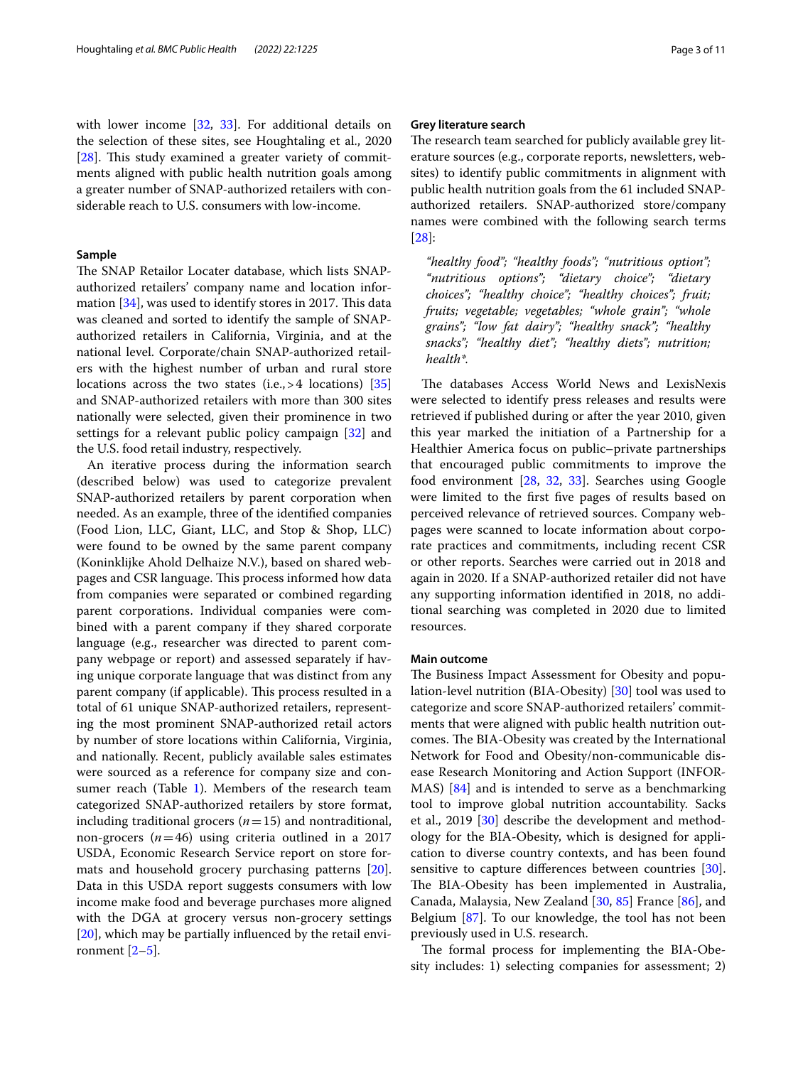with lower income [32, 33]. For additional details on the selection of these sites, see Houghtaling et al., 2020 [28]. This study examined a greater variety of commitments aligned with public health nutrition goals among a greater number of SNAP-authorized retailers with considerable reach to U.S. consumers with low-income.

### Sample

The SNAP Retailor Locater database, which lists SNAP-authorized retailers' company name and location information [34], was used to identify stores in 2017. This data was cleaned and sorted to identify the sample of SNAP-authorized retailers in California, Virginia, and at the national level. Corporate/chain SNAP-authorized retailers with the highest number of urban and rural store locations across the two states (i.e., >4 locations) [35] and SNAP-authorized retailers with more than 300 sites nationally were selected, given their prominence in two settings for a relevant public policy campaign [32] and the U.S. food retail industry, respectively.

An iterative process during the information search (described below) was used to categorize prevalent SNAP-authorized retailers by parent corporation when needed. As an example, three of the identified companies (Food Lion, LLC, Giant, LLC, and Stop & Shop, LLC) were found to be owned by the same parent company (Koninklijke Ahold Delhaize N.V.), based on shared webpages and CSR language. This process informed how data from companies were separated or combined regarding parent corporations. Individual companies were combined with a parent company if they shared corporate language (e.g., researcher was directed to parent company webpage or report) and assessed separately if having unique corporate language that was distinct from any parent company (if applicable). This process resulted in a total of 61 unique SNAP-authorized retailers, representing the most prominent SNAP-authorized retail actors by number of store locations within California, Virginia, and nationally. Recent, publicly available sales estimates were sourced as a reference for company size and consumer reach (Table 1). Members of the research team categorized SNAP-authorized retailers by store format, including traditional grocers ($n=15$) and nontraditional, non-grocers ($n=46$) using criteria outlined in a 2017 USDA, Economic Research Service report on store formats and household grocery purchasing patterns [20]. Data in this USDA report suggests consumers with low income make food and beverage purchases more aligned with the DGA at grocery versus non-grocery settings [20], which may be partially influenced by the retail environment [2–5].

### Grey literature search

The research team searched for publicly available grey literature sources (e.g., corporate reports, newsletters, websites) to identify public commitments in alignment with public health nutrition goals from the 61 included SNAP-authorized retailers. SNAP-authorized store/company names were combined with the following search terms [28]:

> *"healthy food"; "healthy foods"; "nutritious option"; "nutritious options"; "dietary choice"; "dietary choices"; "healthy choice"; "healthy choices"; fruit; fruits; vegetable; vegetables; "whole grain"; "whole grains"; "low fat dairy"; "healthy snack"; "healthy snacks"; "healthy diet"; "healthy diets"; nutrition; health*.*

The databases Access World News and LexisNexis were selected to identify press releases and results were retrieved if published during or after the year 2010, given this year marked the initiation of a Partnership for a Healthier America focus on public–private partnerships that encouraged public commitments to improve the food environment [28, 32, 33]. Searches using Google were limited to the first five pages of results based on perceived relevance of retrieved sources. Company webpages were scanned to locate information about corporate practices and commitments, including recent CSR or other reports. Searches were carried out in 2018 and again in 2020. If a SNAP-authorized retailer did not have any supporting information identified in 2018, no additional searching was completed in 2020 due to limited resources.

### Main outcome

The Business Impact Assessment for Obesity and population-level nutrition (BIA-Obesity) [30] tool was used to categorize and score SNAP-authorized retailers' commitments that were aligned with public health nutrition outcomes. The BIA-Obesity was created by the International Network for Food and Obesity/non-communicable disease Research Monitoring and Action Support (INFORMAS) [84] and is intended to serve as a benchmarking tool to improve global nutrition accountability. Sacks et al., 2019 [30] describe the development and methodology for the BIA-Obesity, which is designed for application to diverse country contexts, and has been found sensitive to capture differences between countries [30]. The BIA-Obesity has been implemented in Australia, Canada, Malaysia, New Zealand [30, 85] France [86], and Belgium [87]. To our knowledge, the tool has not been previously used in U.S. research.

The formal process for implementing the BIA-Obesity includes: 1) selecting companies for assessment; 2)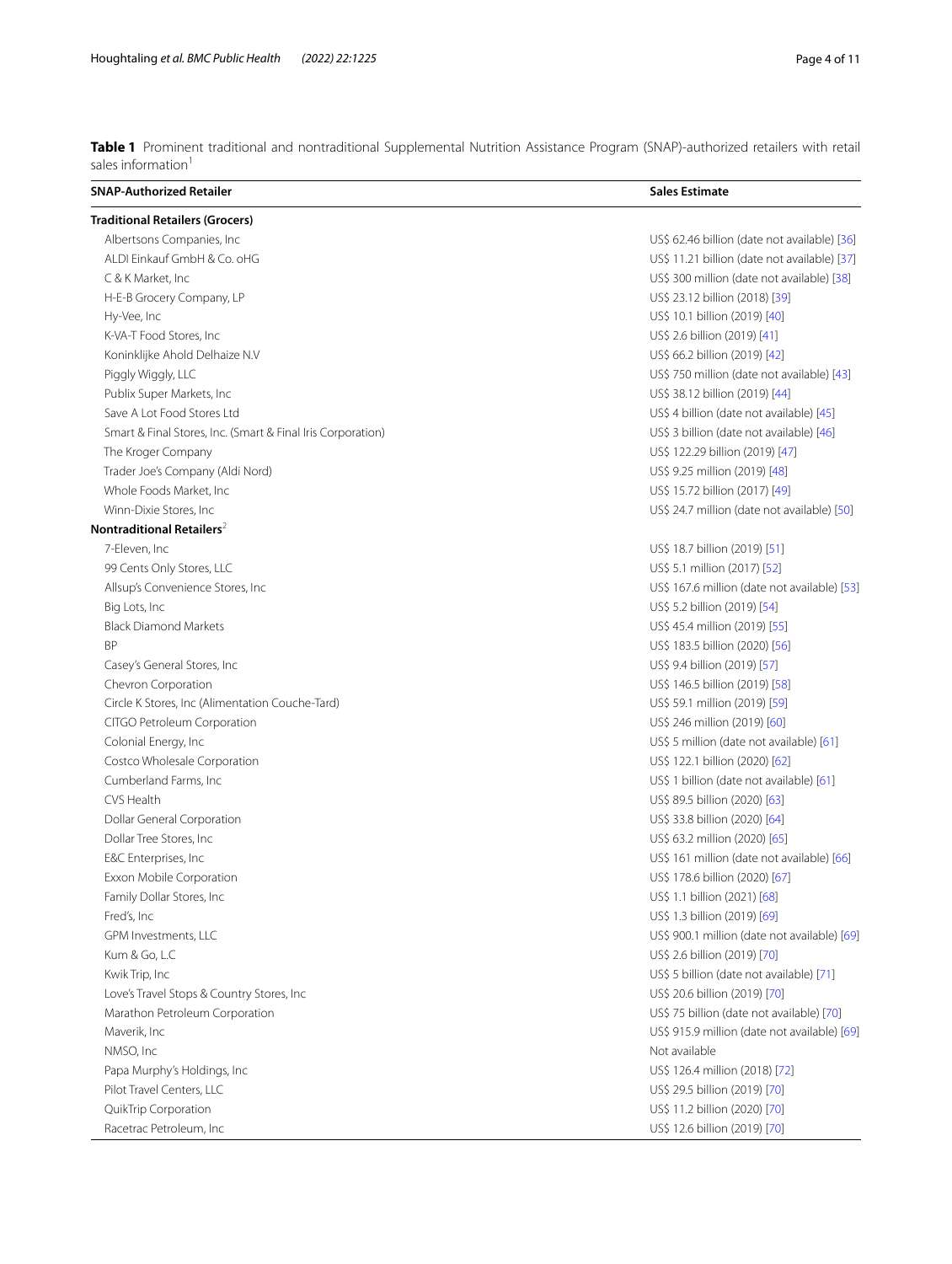**Table 1** Prominent traditional and nontraditional Supplemental Nutrition Assistance Program (SNAP)-authorized retailers with retail sales information[1]

| SNAP-Authorized Retailer | Sales Estimate |
|---|---|
| **Traditional Retailers (Grocers)** | |
| Albertsons Companies, Inc | US$ 62.46 billion (date not available) [36] |
| ALDI Einkauf GmbH & Co. oHG | US$ 11.21 billion (date not available) [37] |
| C & K Market, Inc | US$ 300 million (date not available) [38] |
| H-E-B Grocery Company, LP | US$ 23.12 billion (2018) [39] |
| Hy-Vee, Inc | US$ 10.1 billion (2019) [40] |
| K-VA-T Food Stores, Inc | US$ 2.6 billion (2019) [41] |
| Koninklijke Ahold Delhaize N.V | US$ 66.2 billion (2019) [42] |
| Piggly Wiggly, LLC | US$ 750 million (date not available) [43] |
| Publix Super Markets, Inc | US$ 38.12 billion (2019) [44] |
| Save A Lot Food Stores Ltd | US$ 4 billion (date not available) [45] |
| Smart & Final Stores, Inc. (Smart & Final Iris Corporation) | US$ 3 billion (date not available) [46] |
| The Kroger Company | US$ 122.29 billion (2019) [47] |
| Trader Joe's Company (Aldi Nord) | US$ 9.25 million (2019) [48] |
| Whole Foods Market, Inc | US$ 15.72 billion (2017) [49] |
| Winn-Dixie Stores, Inc | US$ 24.7 million (date not available) [50] |
| **Nontraditional Retailers**[2] | |
| 7-Eleven, Inc | US$ 18.7 billion (2019) [51] |
| 99 Cents Only Stores, LLC | US$ 5.1 million (2017) [52] |
| Allsup's Convenience Stores, Inc | US$ 167.6 million (date not available) [53] |
| Big Lots, Inc | US$ 5.2 billion (2019) [54] |
| Black Diamond Markets | US$ 45.4 million (2019) [55] |
| BP | US$ 183.5 billion (2020) [56] |
| Casey's General Stores, Inc | US$ 9.4 billion (2019) [57] |
| Chevron Corporation | US$ 146.5 billion (2019) [58] |
| Circle K Stores, Inc (Alimentation Couche-Tard) | US$ 59.1 million (2019) [59] |
| CITGO Petroleum Corporation | US$ 246 million (2019) [60] |
| Colonial Energy, Inc | US$ 5 million (date not available) [61] |
| Costco Wholesale Corporation | US$ 122.1 billion (2020) [62] |
| Cumberland Farms, Inc | US$ 1 billion (date not available) [61] |
| CVS Health | US$ 89.5 billion (2020) [63] |
| Dollar General Corporation | US$ 33.8 billion (2020) [64] |
| Dollar Tree Stores, Inc | US$ 63.2 million (2020) [65] |
| E&C Enterprises, Inc | US$ 161 million (date not available) [66] |
| Exxon Mobile Corporation | US$ 178.6 billion (2020) [67] |
| Family Dollar Stores, Inc | US$ 1.1 billion (2021) [68] |
| Fred's, Inc | US$ 1.3 billion (2019) [69] |
| GPM Investments, LLC | US$ 900.1 million (date not available) [69] |
| Kum & Go, L.C | US$ 2.6 billion (2019) [70] |
| Kwik Trip, Inc | US$ 5 billion (date not available) [71] |
| Love's Travel Stops & Country Stores, Inc | US$ 20.6 billion (2019) [70] |
| Marathon Petroleum Corporation | US$ 75 billion (date not available) [70] |
| Maverik, Inc | US$ 915.9 million (date not available) [69] |
| NMSO, Inc | Not available |
| Papa Murphy's Holdings, Inc | US$ 126.4 million (2018) [72] |
| Pilot Travel Centers, LLC | US$ 29.5 billion (2019) [70] |
| QuikTrip Corporation | US$ 11.2 billion (2020) [70] |
| Racetrac Petroleum, Inc | US$ 12.6 billion (2019) [70] |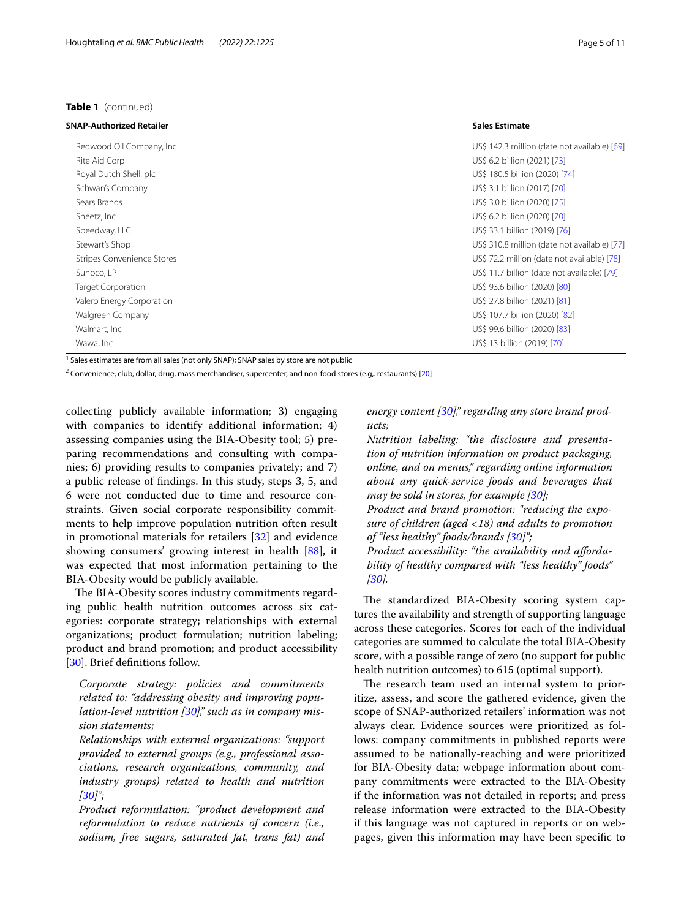**Table 1** (continued)

| SNAP-Authorized Retailer | Sales Estimate |
|---|---|
| Redwood Oil Company, Inc | US$ 142.3 million (date not available) [69] |
| Rite Aid Corp | US$ 6.2 billion (2021) [73] |
| Royal Dutch Shell, plc | US$ 180.5 billion (2020) [74] |
| Schwan's Company | US$ 3.1 billion (2017) [70] |
| Sears Brands | US$ 3.0 billion (2020) [75] |
| Sheetz, Inc | US$ 6.2 billion (2020) [70] |
| Speedway, LLC | US$ 33.1 billion (2019) [76] |
| Stewart's Shop | US$ 310.8 million (date not available) [77] |
| Stripes Convenience Stores | US$ 72.2 million (date not available) [78] |
| Sunoco, LP | US$ 11.7 billion (date not available) [79] |
| Target Corporation | US$ 93.6 billion (2020) [80] |
| Valero Energy Corporation | US$ 27.8 billion (2021) [81] |
| Walgreen Company | US$ 107.7 billion (2020) [82] |
| Walmart, Inc | US$ 99.6 billion (2020) [83] |
| Wawa, Inc | US$ 13 billion (2019) [70] |

[1] Sales estimates are from all sales (not only SNAP); SNAP sales by store are not public

[2] Convenience, club, dollar, drug, mass merchandiser, supercenter, and non-food stores (e.g,. restaurants) [20]

collecting publicly available information; 3) engaging with companies to identify additional information; 4) assessing companies using the BIA-Obesity tool; 5) preparing recommendations and consulting with companies; 6) providing results to companies privately; and 7) a public release of findings. In this study, steps 3, 5, and 6 were not conducted due to time and resource constraints. Given social corporate responsibility commitments to help improve population nutrition often result in promotional materials for retailers [32] and evidence showing consumers' growing interest in health [88], it was expected that most information pertaining to the BIA-Obesity would be publicly available.

The BIA-Obesity scores industry commitments regarding public health nutrition outcomes across six categories: corporate strategy; relationships with external organizations; product formulation; nutrition labeling; product and brand promotion; and product accessibility [30]. Brief definitions follow.

*Corporate strategy: policies and commitments related to: "addressing obesity and improving population-level nutrition [30]," such as in company mission statements;*

*Relationships with external organizations: "support provided to external groups (e.g., professional associations, research organizations, community, and industry groups) related to health and nutrition [30]";*

*Product reformulation: "product development and reformulation to reduce nutrients of concern (i.e., sodium, free sugars, saturated fat, trans fat) and energy content [30]," regarding any store brand products;*

*Nutrition labeling: "the disclosure and presentation of nutrition information on product packaging, online, and on menus," regarding online information about any quick-service foods and beverages that may be sold in stores, for example [30];*

*Product and brand promotion: "reducing the exposure of children (aged <18) and adults to promotion of "less healthy" foods/brands [30]";*

*Product accessibility: "the availability and affordability of healthy compared with "less healthy" foods" [30].*

The standardized BIA-Obesity scoring system captures the availability and strength of supporting language across these categories. Scores for each of the individual categories are summed to calculate the total BIA-Obesity score, with a possible range of zero (no support for public health nutrition outcomes) to 615 (optimal support).

The research team used an internal system to prioritize, assess, and score the gathered evidence, given the scope of SNAP-authorized retailers' information was not always clear. Evidence sources were prioritized as follows: company commitments in published reports were assumed to be nationally-reaching and were prioritized for BIA-Obesity data; webpage information about company commitments were extracted to the BIA-Obesity if the information was not detailed in reports; and press release information were extracted to the BIA-Obesity if this language was not captured in reports or on webpages, given this information may have been specific to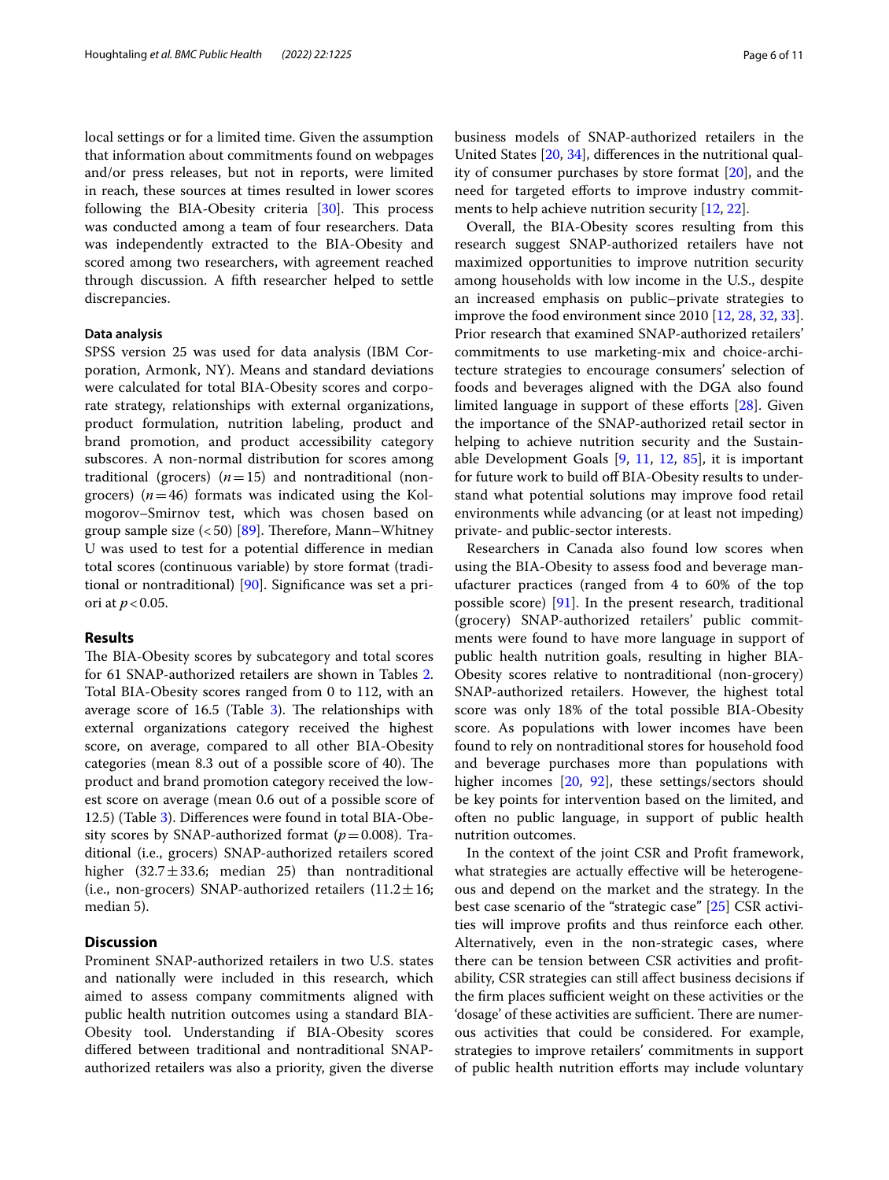local settings or for a limited time. Given the assumption that information about commitments found on webpages and/or press releases, but not in reports, were limited in reach, these sources at times resulted in lower scores following the BIA-Obesity criteria [30]. This process was conducted among a team of four researchers. Data was independently extracted to the BIA-Obesity and scored among two researchers, with agreement reached through discussion. A fifth researcher helped to settle discrepancies.

### Data analysis

SPSS version 25 was used for data analysis (IBM Corporation, Armonk, NY). Means and standard deviations were calculated for total BIA-Obesity scores and corporate strategy, relationships with external organizations, product formulation, nutrition labeling, product and brand promotion, and product accessibility category subscores. A non-normal distribution for scores among traditional (grocers) ($n = 15$) and nontraditional (non-grocers) ($n = 46$) formats was indicated using the Kolmogorov–Smirnov test, which was chosen based on group sample size (<50) [89]. Therefore, Mann–Whitney U was used to test for a potential difference in median total scores (continuous variable) by store format (traditional or nontraditional) [90]. Significance was set a priori at $p < 0.05$.

## Results

The BIA-Obesity scores by subcategory and total scores for 61 SNAP-authorized retailers are shown in Tables 2. Total BIA-Obesity scores ranged from 0 to 112, with an average score of 16.5 (Table 3). The relationships with external organizations category received the highest score, on average, compared to all other BIA-Obesity categories (mean 8.3 out of a possible score of 40). The product and brand promotion category received the lowest score on average (mean 0.6 out of a possible score of 12.5) (Table 3). Differences were found in total BIA-Obesity scores by SNAP-authorized format ($p = 0.008$). Traditional (i.e., grocers) SNAP-authorized retailers scored higher ($32.7 \pm 33.6$; median 25) than nontraditional (i.e., non-grocers) SNAP-authorized retailers ($11.2 \pm 16$; median 5).

## Discussion

Prominent SNAP-authorized retailers in two U.S. states and nationally were included in this research, which aimed to assess company commitments aligned with public health nutrition outcomes using a standard BIA-Obesity tool. Understanding if BIA-Obesity scores differed between traditional and nontraditional SNAP-authorized retailers was also a priority, given the diverse business models of SNAP-authorized retailers in the United States [20, 34], differences in the nutritional quality of consumer purchases by store format [20], and the need for targeted efforts to improve industry commitments to help achieve nutrition security [12, 22].

Overall, the BIA-Obesity scores resulting from this research suggest SNAP-authorized retailers have not maximized opportunities to improve nutrition security among households with low income in the U.S., despite an increased emphasis on public–private strategies to improve the food environment since 2010 [12, 28, 32, 33]. Prior research that examined SNAP-authorized retailers' commitments to use marketing-mix and choice-architecture strategies to encourage consumers' selection of foods and beverages aligned with the DGA also found limited language in support of these efforts [28]. Given the importance of the SNAP-authorized retail sector in helping to achieve nutrition security and the Sustainable Development Goals [9, 11, 12, 85], it is important for future work to build off BIA-Obesity results to understand what potential solutions may improve food retail environments while advancing (or at least not impeding) private- and public-sector interests.

Researchers in Canada also found low scores when using the BIA-Obesity to assess food and beverage manufacturer practices (ranged from 4 to 60% of the top possible score) [91]. In the present research, traditional (grocery) SNAP-authorized retailers' public commitments were found to have more language in support of public health nutrition goals, resulting in higher BIA-Obesity scores relative to nontraditional (non-grocery) SNAP-authorized retailers. However, the highest total score was only 18% of the total possible BIA-Obesity score. As populations with lower incomes have been found to rely on nontraditional stores for household food and beverage purchases more than populations with higher incomes [20, 92], these settings/sectors should be key points for intervention based on the limited, and often no public language, in support of public health nutrition outcomes.

In the context of the joint CSR and Profit framework, what strategies are actually effective will be heterogeneous and depend on the market and the strategy. In the best case scenario of the "strategic case" [25] CSR activities will improve profits and thus reinforce each other. Alternatively, even in the non-strategic cases, where there can be tension between CSR activities and profitability, CSR strategies can still affect business decisions if the firm places sufficient weight on these activities or the 'dosage' of these activities are sufficient. There are numerous activities that could be considered. For example, strategies to improve retailers' commitments in support of public health nutrition efforts may include voluntary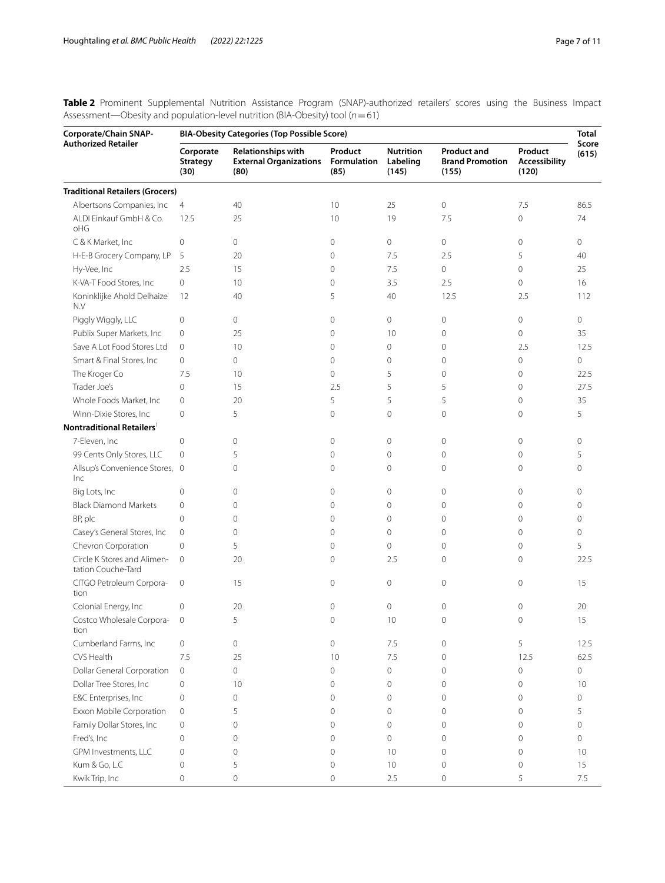**Table 2** Prominent Supplemental Nutrition Assistance Program (SNAP)-authorized retailers' scores using the Business Impact Assessment—Obesity and population-level nutrition (BIA-Obesity) tool ($n = 61$)

| Corporate/Chain SNAP-Authorized Retailer | BIA-Obesity Categories (Top Possible Score) | | | | | | Total Score (615) |
|---|---|---|---|---|---|---|---|
| | Corporate Strategy (30) | Relationships with External Organizations (80) | Product Formulation (85) | Nutrition Labeling (145) | Product and Brand Promotion (155) | Product Accessibility (120) | |
| **Traditional Retailers (Grocers)** | | | | | | | |
| Albertsons Companies, Inc | 4 | 40 | 10 | 25 | 0 | 7.5 | 86.5 |
| ALDI Einkauf GmbH & Co. oHG | 12.5 | 25 | 10 | 19 | 7.5 | 0 | 74 |
| C & K Market, Inc | 0 | 0 | 0 | 0 | 0 | 0 | 0 |
| H-E-B Grocery Company, LP | 5 | 20 | 0 | 7.5 | 2.5 | 5 | 40 |
| Hy-Vee, Inc | 2.5 | 15 | 0 | 7.5 | 0 | 0 | 25 |
| K-VA-T Food Stores, Inc | 0 | 10 | 0 | 3.5 | 2.5 | 0 | 16 |
| Koninklijke Ahold Delhaize N.V | 12 | 40 | 5 | 40 | 12.5 | 2.5 | 112 |
| Piggly Wiggly, LLC | 0 | 0 | 0 | 0 | 0 | 0 | 0 |
| Publix Super Markets, Inc | 0 | 25 | 0 | 10 | 0 | 0 | 35 |
| Save A Lot Food Stores Ltd | 0 | 10 | 0 | 0 | 0 | 2.5 | 12.5 |
| Smart & Final Stores, Inc | 0 | 0 | 0 | 0 | 0 | 0 | 0 |
| The Kroger Co | 7.5 | 10 | 0 | 5 | 0 | 0 | 22.5 |
| Trader Joe's | 0 | 15 | 2.5 | 5 | 5 | 0 | 27.5 |
| Whole Foods Market, Inc | 0 | 20 | 5 | 5 | 5 | 0 | 35 |
| Winn-Dixie Stores, Inc | 0 | 5 | 0 | 0 | 0 | 0 | 5 |
| **Nontraditional Retailers**[1] | | | | | | | |
| 7-Eleven, Inc | 0 | 0 | 0 | 0 | 0 | 0 | 0 |
| 99 Cents Only Stores, LLC | 0 | 5 | 0 | 0 | 0 | 0 | 5 |
| Allsup's Convenience Stores, Inc | 0 | 0 | 0 | 0 | 0 | 0 | 0 |
| Big Lots, Inc | 0 | 0 | 0 | 0 | 0 | 0 | 0 |
| Black Diamond Markets | 0 | 0 | 0 | 0 | 0 | 0 | 0 |
| BP, plc | 0 | 0 | 0 | 0 | 0 | 0 | 0 |
| Casey's General Stores, Inc | 0 | 0 | 0 | 0 | 0 | 0 | 0 |
| Chevron Corporation | 0 | 5 | 0 | 0 | 0 | 0 | 5 |
| Circle K Stores and Alimentation Couche-Tard | 0 | 20 | 0 | 2.5 | 0 | 0 | 22.5 |
| CITGO Petroleum Corporation | 0 | 15 | 0 | 0 | 0 | 0 | 15 |
| Colonial Energy, Inc | 0 | 20 | 0 | 0 | 0 | 0 | 20 |
| Costco Wholesale Corporation | 0 | 5 | 0 | 10 | 0 | 0 | 15 |
| Cumberland Farms, Inc | 0 | 0 | 0 | 7.5 | 0 | 5 | 12.5 |
| CVS Health | 7.5 | 25 | 10 | 7.5 | 0 | 12.5 | 62.5 |
| Dollar General Corporation | 0 | 0 | 0 | 0 | 0 | 0 | 0 |
| Dollar Tree Stores, Inc | 0 | 10 | 0 | 0 | 0 | 0 | 10 |
| E&C Enterprises, Inc | 0 | 0 | 0 | 0 | 0 | 0 | 0 |
| Exxon Mobile Corporation | 0 | 5 | 0 | 0 | 0 | 0 | 5 |
| Family Dollar Stores, Inc | 0 | 0 | 0 | 0 | 0 | 0 | 0 |
| Fred's, Inc | 0 | 0 | 0 | 0 | 0 | 0 | 0 |
| GPM Investments, LLC | 0 | 0 | 0 | 10 | 0 | 0 | 10 |
| Kum & Go, L.C | 0 | 5 | 0 | 10 | 0 | 0 | 15 |
| Kwik Trip, Inc | 0 | 0 | 0 | 2.5 | 0 | 5 | 7.5 |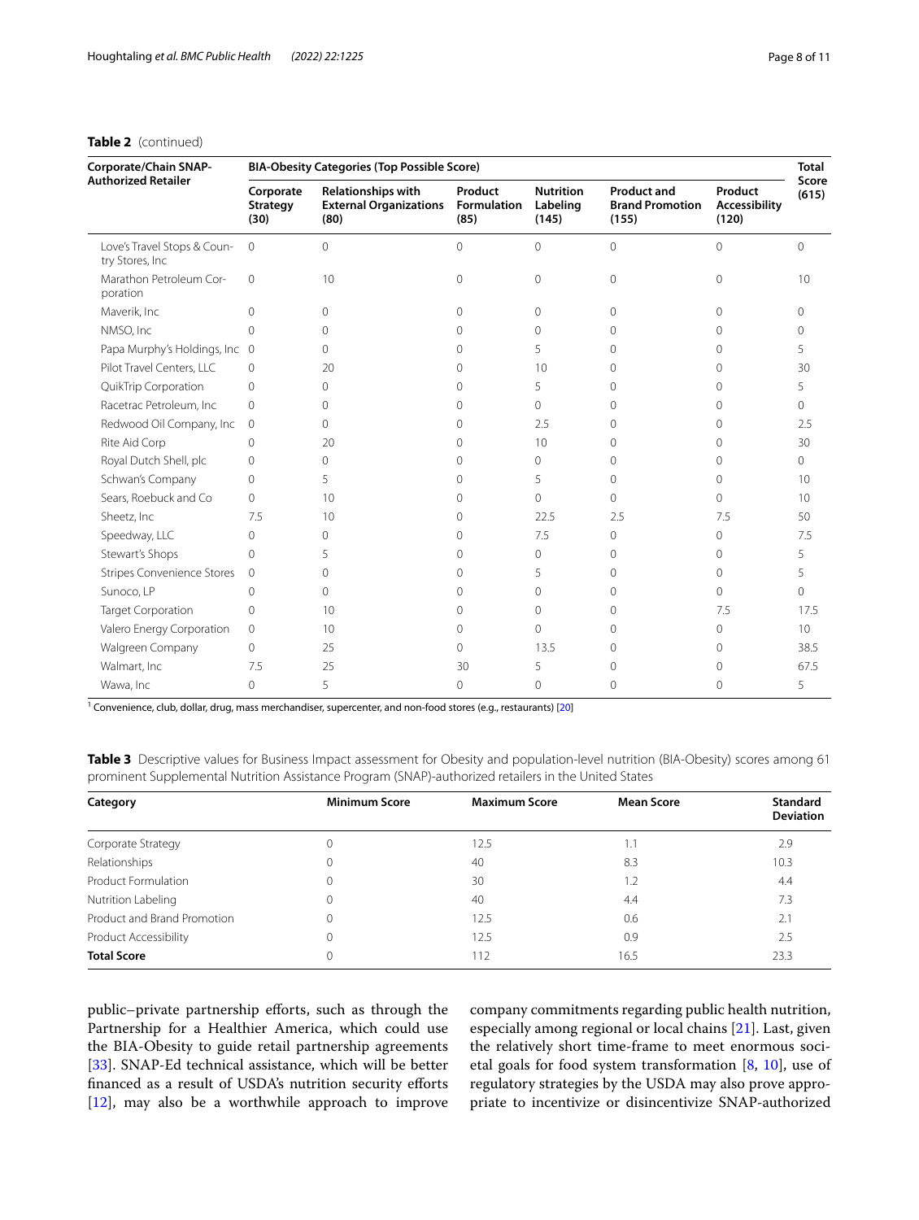**Table 2** (continued)

| Corporate/Chain SNAP-Authorized Retailer | BIA-Obesity Categories (Top Possible Score) | | | | | | Total Score (615) |
|---|---|---|---|---|---|---|---|
| | Corporate Strategy (30) | Relationships with External Organizations (80) | Product Formulation (85) | Nutrition Labeling (145) | Product and Brand Promotion (155) | Product Accessibility (120) | |
| Love's Travel Stops & Country Stores, Inc | 0 | 0 | 0 | 0 | 0 | 0 | 0 |
| Marathon Petroleum Corporation | 0 | 10 | 0 | 0 | 0 | 0 | 10 |
| Maverik, Inc | 0 | 0 | 0 | 0 | 0 | 0 | 0 |
| NMSO, Inc | 0 | 0 | 0 | 0 | 0 | 0 | 0 |
| Papa Murphy's Holdings, Inc | 0 | 0 | 0 | 5 | 0 | 0 | 5 |
| Pilot Travel Centers, LLC | 0 | 20 | 0 | 10 | 0 | 0 | 30 |
| QuikTrip Corporation | 0 | 0 | 0 | 5 | 0 | 0 | 5 |
| Racetrac Petroleum, Inc | 0 | 0 | 0 | 0 | 0 | 0 | 0 |
| Redwood Oil Company, Inc | 0 | 0 | 0 | 2.5 | 0 | 0 | 2.5 |
| Rite Aid Corp | 0 | 20 | 0 | 10 | 0 | 0 | 30 |
| Royal Dutch Shell, plc | 0 | 0 | 0 | 0 | 0 | 0 | 0 |
| Schwan's Company | 0 | 5 | 0 | 5 | 0 | 0 | 10 |
| Sears, Roebuck and Co | 0 | 10 | 0 | 0 | 0 | 0 | 10 |
| Sheetz, Inc | 7.5 | 10 | 0 | 22.5 | 2.5 | 7.5 | 50 |
| Speedway, LLC | 0 | 0 | 0 | 7.5 | 0 | 0 | 7.5 |
| Stewart's Shops | 0 | 5 | 0 | 0 | 0 | 0 | 5 |
| Stripes Convenience Stores | 0 | 0 | 0 | 5 | 0 | 0 | 5 |
| Sunoco, LP | 0 | 0 | 0 | 0 | 0 | 0 | 0 |
| Target Corporation | 0 | 10 | 0 | 0 | 0 | 7.5 | 17.5 |
| Valero Energy Corporation | 0 | 10 | 0 | 0 | 0 | 0 | 10 |
| Walgreen Company | 0 | 25 | 0 | 13.5 | 0 | 0 | 38.5 |
| Walmart, Inc | 7.5 | 25 | 30 | 5 | 0 | 0 | 67.5 |
| Wawa, Inc | 0 | 5 | 0 | 0 | 0 | 0 | 5 |

[1] Convenience, club, dollar, drug, mass merchandiser, supercenter, and non-food stores (e.g., restaurants) [20]

**Table 3** Descriptive values for Business Impact assessment for Obesity and population-level nutrition (BIA-Obesity) scores among 61 prominent Supplemental Nutrition Assistance Program (SNAP)-authorized retailers in the United States

| Category | Minimum Score | Maximum Score | Mean Score | Standard Deviation |
|---|---|---|---|---|
| Corporate Strategy | 0 | 12.5 | 1.1 | 2.9 |
| Relationships | 0 | 40 | 8.3 | 10.3 |
| Product Formulation | 0 | 30 | 1.2 | 4.4 |
| Nutrition Labeling | 0 | 40 | 4.4 | 7.3 |
| Product and Brand Promotion | 0 | 12.5 | 0.6 | 2.1 |
| Product Accessibility | 0 | 12.5 | 0.9 | 2.5 |
| **Total Score** | 0 | 112 | 16.5 | 23.3 |

public–private partnership efforts, such as through the Partnership for a Healthier America, which could use the BIA-Obesity to guide retail partnership agreements [33]. SNAP-Ed technical assistance, which will be better financed as a result of USDA's nutrition security efforts [12], may also be a worthwhile approach to improve company commitments regarding public health nutrition, especially among regional or local chains [21]. Last, given the relatively short time-frame to meet enormous societal goals for food system transformation [8, 10], use of regulatory strategies by the USDA may also prove appropriate to incentivize or disincentivize SNAP-authorized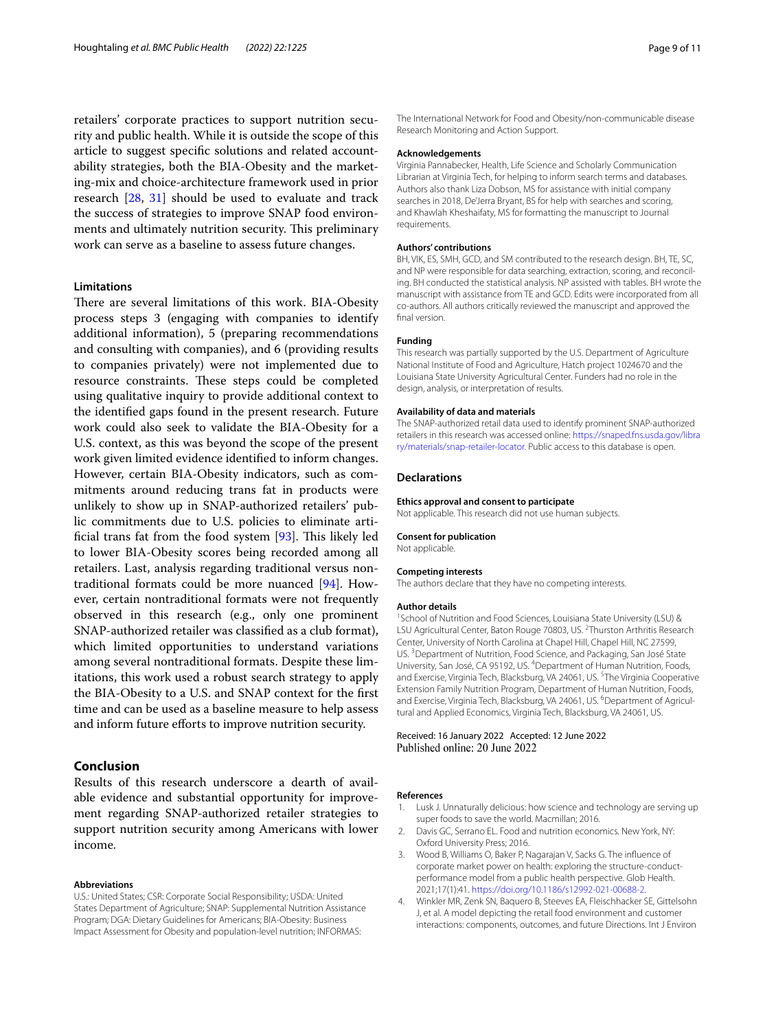retailers' corporate practices to support nutrition security and public health. While it is outside the scope of this article to suggest specific solutions and related accountability strategies, both the BIA-Obesity and the marketing-mix and choice-architecture framework used in prior research [28, 31] should be used to evaluate and track the success of strategies to improve SNAP food environments and ultimately nutrition security. This preliminary work can serve as a baseline to assess future changes.

### Limitations

There are several limitations of this work. BIA-Obesity process steps 3 (engaging with companies to identify additional information), 5 (preparing recommendations and consulting with companies), and 6 (providing results to companies privately) were not implemented due to resource constraints. These steps could be completed using qualitative inquiry to provide additional context to the identified gaps found in the present research. Future work could also seek to validate the BIA-Obesity for a U.S. context, as this was beyond the scope of the present work given limited evidence identified to inform changes. However, certain BIA-Obesity indicators, such as commitments around reducing trans fat in products were unlikely to show up in SNAP-authorized retailers' public commitments due to U.S. policies to eliminate artificial trans fat from the food system [93]. This likely led to lower BIA-Obesity scores being recorded among all retailers. Last, analysis regarding traditional versus non-traditional formats could be more nuanced [94]. However, certain nontraditional formats were not frequently observed in this research (e.g., only one prominent SNAP-authorized retailer was classified as a club format), which limited opportunities to understand variations among several nontraditional formats. Despite these limitations, this work used a robust search strategy to apply the BIA-Obesity to a U.S. and SNAP context for the first time and can be used as a baseline measure to help assess and inform future efforts to improve nutrition security.

## Conclusion

Results of this research underscore a dearth of available evidence and substantial opportunity for improvement regarding SNAP-authorized retailer strategies to support nutrition security among Americans with lower income.

#### Abbreviations

U.S.: United States; CSR: Corporate Social Responsibility; USDA: United States Department of Agriculture; SNAP: Supplemental Nutrition Assistance Program; DGA: Dietary Guidelines for Americans; BIA-Obesity: Business Impact Assessment for Obesity and population-level nutrition; INFORMAS: The International Network for Food and Obesity/non-communicable disease Research Monitoring and Action Support.

#### Acknowledgements

Virginia Pannabecker, Health, Life Science and Scholarly Communication Librarian at Virginia Tech, for helping to inform search terms and databases. Authors also thank Liza Dobson, MS for assistance with initial company searches in 2018, De'Jerra Bryant, BS for help with searches and scoring, and Khawlah Kheshaifaty, MS for formatting the manuscript to Journal requirements.

#### Authors' contributions

BH, VIK, ES, SMH, GCD, and SM contributed to the research design. BH, TE, SC, and NP were responsible for data searching, extraction, scoring, and reconciling. BH conducted the statistical analysis. NP assisted with tables. BH wrote the manuscript with assistance from TE and GCD. Edits were incorporated from all co-authors. All authors critically reviewed the manuscript and approved the final version.

#### Funding

This research was partially supported by the U.S. Department of Agriculture National Institute of Food and Agriculture, Hatch project 1024670 and the Louisiana State University Agricultural Center. Funders had no role in the design, analysis, or interpretation of results.

#### Availability of data and materials

The SNAP-authorized retail data used to identify prominent SNAP-authorized retailers in this research was accessed online: https://snaped.fns.usda.gov/library/materials/snap-retailer-locator. Public access to this database is open.

## Declarations

#### Ethics approval and consent to participate

Not applicable. This research did not use human subjects.

#### Consent for publication

Not applicable.

#### Competing interests

The authors declare that they have no competing interests.

#### Author details

[1]School of Nutrition and Food Sciences, Louisiana State University (LSU) & LSU Agricultural Center, Baton Rouge 70803, US. [2]Thurston Arthritis Research Center, University of North Carolina at Chapel Hill, Chapel Hill, NC 27599, US. [3]Department of Nutrition, Food Science, and Packaging, San José State University, San José, CA 95192, US. [4]Department of Human Nutrition, Foods, and Exercise, Virginia Tech, Blacksburg, VA 24061, US. [5]The Virginia Cooperative Extension Family Nutrition Program, Department of Human Nutrition, Foods, and Exercise, Virginia Tech, Blacksburg, VA 24061, US. [6]Department of Agricultural and Applied Economics, Virginia Tech, Blacksburg, VA 24061, US.

Received: 16 January 2022 Accepted: 12 June 2022
Published online: 20 June 2022

#### References

1. Lusk J. Unnaturally delicious: how science and technology are serving up super foods to save the world. Macmillan; 2016.
2. Davis GC, Serrano EL. Food and nutrition economics. New York, NY: Oxford University Press; 2016.
3. Wood B, Williams O, Baker P, Nagarajan V, Sacks G. The influence of corporate market power on health: exploring the structure-conduct-performance model from a public health perspective. Glob Health. 2021;17(1):41. https://doi.org/10.1186/s12992-021-00688-2.
4. Winkler MR, Zenk SN, Baquero B, Steeves EA, Fleischhacker SE, Gittelsohn J, et al. A model depicting the retail food environment and customer interactions: components, outcomes, and future Directions. Int J Environ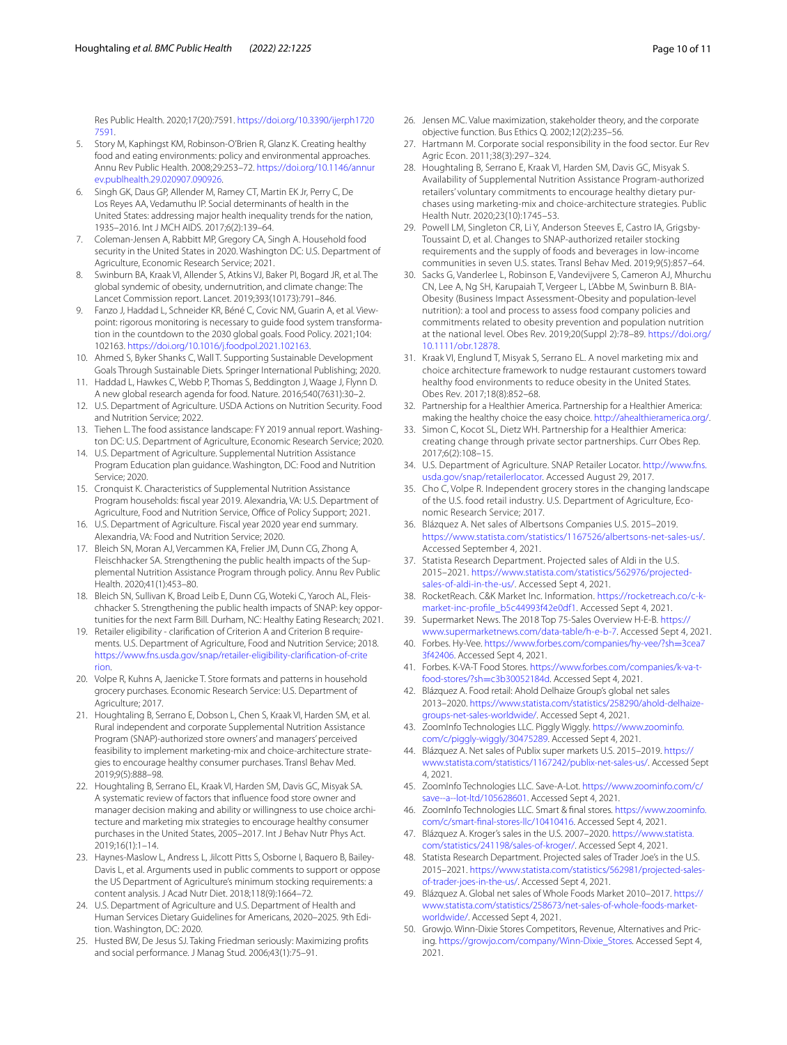Res Public Health. 2020;17(20):7591. https://doi.org/10.3390/ijerph17207591.

5. Story M, Kaphingst KM, Robinson-O'Brien R, Glanz K. Creating healthy food and eating environments: policy and environmental approaches. Annu Rev Public Health. 2008;29:253–72. https://doi.org/10.1146/annurev.publhealth.29.020907.090926.
6. Singh GK, Daus GP, Allender M, Ramey CT, Martin EK Jr, Perry C, De Los Reyes AA, Vedamuthu IP. Social determinants of health in the United States: addressing major health inequality trends for the nation, 1935–2016. Int J MCH AIDS. 2017;6(2):139–64.
7. Coleman-Jensen A, Rabbitt MP, Gregory CA, Singh A. Household food security in the United States in 2020. Washington DC: U.S. Department of Agriculture, Economic Research Service; 2021.
8. Swinburn BA, Kraak VI, Allender S, Atkins VJ, Baker PI, Bogard JR, et al. The global syndemic of obesity, undernutrition, and climate change: The Lancet Commission report. Lancet. 2019;393(10173):791–846.
9. Fanzo J, Haddad L, Schneider KR, Béné C, Covic NM, Guarin A, et al. Viewpoint: rigorous monitoring is necessary to guide food system transformation in the countdown to the 2030 global goals. Food Policy. 2021;104: 102163. https://doi.org/10.1016/j.foodpol.2021.102163.
10. Ahmed S, Byker Shanks C, Wall T. Supporting Sustainable Development Goals Through Sustainable Diets. Springer International Publishing; 2020.
11. Haddad L, Hawkes C, Webb P, Thomas S, Beddington J, Waage J, Flynn D. A new global research agenda for food. Nature. 2016;540(7631):30–2.
12. U.S. Department of Agriculture. USDA Actions on Nutrition Security. Food and Nutrition Service; 2022.
13. Tiehen L. The food assistance landscape: FY 2019 annual report. Washington DC: U.S. Department of Agriculture, Economic Research Service; 2020.
14. U.S. Department of Agriculture. Supplemental Nutrition Assistance Program Education plan guidance. Washington, DC: Food and Nutrition Service; 2020.
15. Cronquist K. Characteristics of Supplemental Nutrition Assistance Program households: fiscal year 2019. Alexandria, VA: U.S. Department of Agriculture, Food and Nutrition Service, Office of Policy Support; 2021.
16. U.S. Department of Agriculture. Fiscal year 2020 year end summary. Alexandria, VA: Food and Nutrition Service; 2020.
17. Bleich SN, Moran AJ, Vercammen KA, Frelier JM, Dunn CG, Zhong A, Fleischhacker SA. Strengthening the public health impacts of the Supplemental Nutrition Assistance Program through policy. Annu Rev Public Health. 2020;41(1):453–80.
18. Bleich SN, Sullivan K, Broad Leib E, Dunn CG, Woteki C, Yaroch AL, Fleischhacker S. Strengthening the public health impacts of SNAP: key opportunities for the next Farm Bill. Durham, NC: Healthy Eating Research; 2021.
19. Retailer eligibility - clarification of Criterion A and Criterion B requirements. U.S. Department of Agriculture, Food and Nutrition Service; 2018. https://www.fns.usda.gov/snap/retailer-eligibility-clarification-of-criterion.
20. Volpe R, Kuhns A, Jaenicke T. Store formats and patterns in household grocery purchases. Economic Research Service: U.S. Department of Agriculture; 2017.
21. Houghtaling B, Serrano E, Dobson L, Chen S, Kraak VI, Harden SM, et al. Rural independent and corporate Supplemental Nutrition Assistance Program (SNAP)-authorized store owners' and managers' perceived feasibility to implement marketing-mix and choice-architecture strategies to encourage healthy consumer purchases. Transl Behav Med. 2019;9(5):888–98.
22. Houghtaling B, Serrano EL, Kraak VI, Harden SM, Davis GC, Misyak SA. A systematic review of factors that influence food store owner and manager decision making and ability or willingness to use choice architecture and marketing mix strategies to encourage healthy consumer purchases in the United States, 2005–2017. Int J Behav Nutr Phys Act. 2019;16(1):1–14.
23. Haynes-Maslow L, Andress L, Jilcott Pitts S, Osborne I, Baquero B, Bailey-Davis L, et al. Arguments used in public comments to support or oppose the US Department of Agriculture's minimum stocking requirements: a content analysis. J Acad Nutr Diet. 2018;118(9):1664–72.
24. U.S. Department of Agriculture and U.S. Department of Health and Human Services Dietary Guidelines for Americans, 2020–2025. 9th Edition. Washington, DC: 2020.
25. Husted BW, De Jesus SJ. Taking Friedman seriously: Maximizing profits and social performance. J Manag Stud. 2006;43(1):75–91.
26. Jensen MC. Value maximization, stakeholder theory, and the corporate objective function. Bus Ethics Q. 2002;12(2):235–56.
27. Hartmann M. Corporate social responsibility in the food sector. Eur Rev Agric Econ. 2011;38(3):297–324.
28. Houghtaling B, Serrano E, Kraak VI, Harden SM, Davis GC, Misyak S. Availability of Supplemental Nutrition Assistance Program-authorized retailers' voluntary commitments to encourage healthy dietary purchases using marketing-mix and choice-architecture strategies. Public Health Nutr. 2020;23(10):1745–53.
29. Powell LM, Singleton CR, Li Y, Anderson Steeves E, Castro IA, Grigsby-Toussaint D, et al. Changes to SNAP-authorized retailer stocking requirements and the supply of foods and beverages in low-income communities in seven U.S. states. Transl Behav Med. 2019;9(5):857–64.
30. Sacks G, Vanderlee L, Robinson E, Vandevijvere S, Cameron AJ, Mhurchu CN, Lee A, Ng SH, Karupaiah T, Vergeer L, L'Abbe M, Swinburn B. BIA-Obesity (Business Impact Assessment-Obesity and population-level nutrition): a tool and process to assess food company policies and commitments related to obesity prevention and population nutrition at the national level. Obes Rev. 2019;20(Suppl 2):78–89. https://doi.org/10.1111/obr.12878.
31. Kraak VI, Englund T, Misyak S, Serrano EL. A novel marketing mix and choice architecture framework to nudge restaurant customers toward healthy food environments to reduce obesity in the United States. Obes Rev. 2017;18(8):852–68.
32. Partnership for a Healthier America. Partnership for a Healthier America: making the healthy choice the easy choice. http://ahealthieramerica.org/.
33. Simon C, Kocot SL, Dietz WH. Partnership for a Healthier America: creating change through private sector partnerships. Curr Obes Rep. 2017;6(2):108–15.
34. U.S. Department of Agriculture. SNAP Retailer Locator. http://www.fns.usda.gov/snap/retailerlocator. Accessed August 29, 2017.
35. Cho C, Volpe R. Independent grocery stores in the changing landscape of the U.S. food retail industry. U.S. Department of Agriculture, Economic Research Service; 2017.
36. Blázquez A. Net sales of Albertsons Companies U.S. 2015–2019. https://www.statista.com/statistics/1167526/albertsons-net-sales-us/. Accessed September 4, 2021.
37. Statista Research Department. Projected sales of Aldi in the U.S. 2015–2021. https://www.statista.com/statistics/562976/projected-sales-of-aldi-in-the-us/. Accessed Sept 4, 2021.
38. RocketReach. C&K Market Inc. Information. https://rocketreach.co/c-k-market-inc-profile_b5c44993f42e0df1. Accessed Sept 4, 2021.
39. Supermarket News. The 2018 Top 75-Sales Overview H-E-B. https://www.supermarketnews.com/data-table/h-e-b-7. Accessed Sept 4, 2021.
40. Forbes. Hy-Vee. https://www.forbes.com/companies/hy-vee/?sh=3cea73f42406. Accessed Sept 4, 2021.
41. Forbes. K-VA-T Food Stores. https://www.forbes.com/companies/k-va-t-food-stores/?sh=c3b30052184d. Accessed Sept 4, 2021.
42. Blázquez A. Food retail: Ahold Delhaize Group's global net sales 2013–2020. https://www.statista.com/statistics/258290/ahold-delhaize-groups-net-sales-worldwide/. Accessed Sept 4, 2021.
43. ZoomInfo Technologies LLC. Piggly Wiggly. https://www.zoominfo.com/c/piggly-wiggly/30475289. Accessed Sept 4, 2021.
44. Blázquez A. Net sales of Publix super markets U.S. 2015–2019. https://www.statista.com/statistics/1167242/publix-net-sales-us/. Accessed Sept 4, 2021.
45. ZoomInfo Technologies LLC. Save-A-Lot. https://www.zoominfo.com/c/save--a--lot-ltd/105628601. Accessed Sept 4, 2021.
46. ZoomInfo Technologies LLC. Smart & final stores. https://www.zoominfo.com/c/smart-final-stores-llc/10410416. Accessed Sept 4, 2021.
47. Blázquez A. Kroger's sales in the U.S. 2007–2020. https://www.statista.com/statistics/241198/sales-of-kroger/. Accessed Sept 4, 2021.
48. Statista Research Department. Projected sales of Trader Joe's in the U.S. 2015–2021. https://www.statista.com/statistics/562981/projected-sales-of-trader-joes-in-the-us/. Accessed Sept 4, 2021.
49. Blázquez A. Global net sales of Whole Foods Market 2010–2017. https://www.statista.com/statistics/258673/net-sales-of-whole-foods-market-worldwide/. Accessed Sept 4, 2021.
50. Growjo. Winn-Dixie Stores Competitors, Revenue, Alternatives and Pricing. https://growjo.com/company/Winn-Dixie_Stores. Accessed Sept 4, 2021.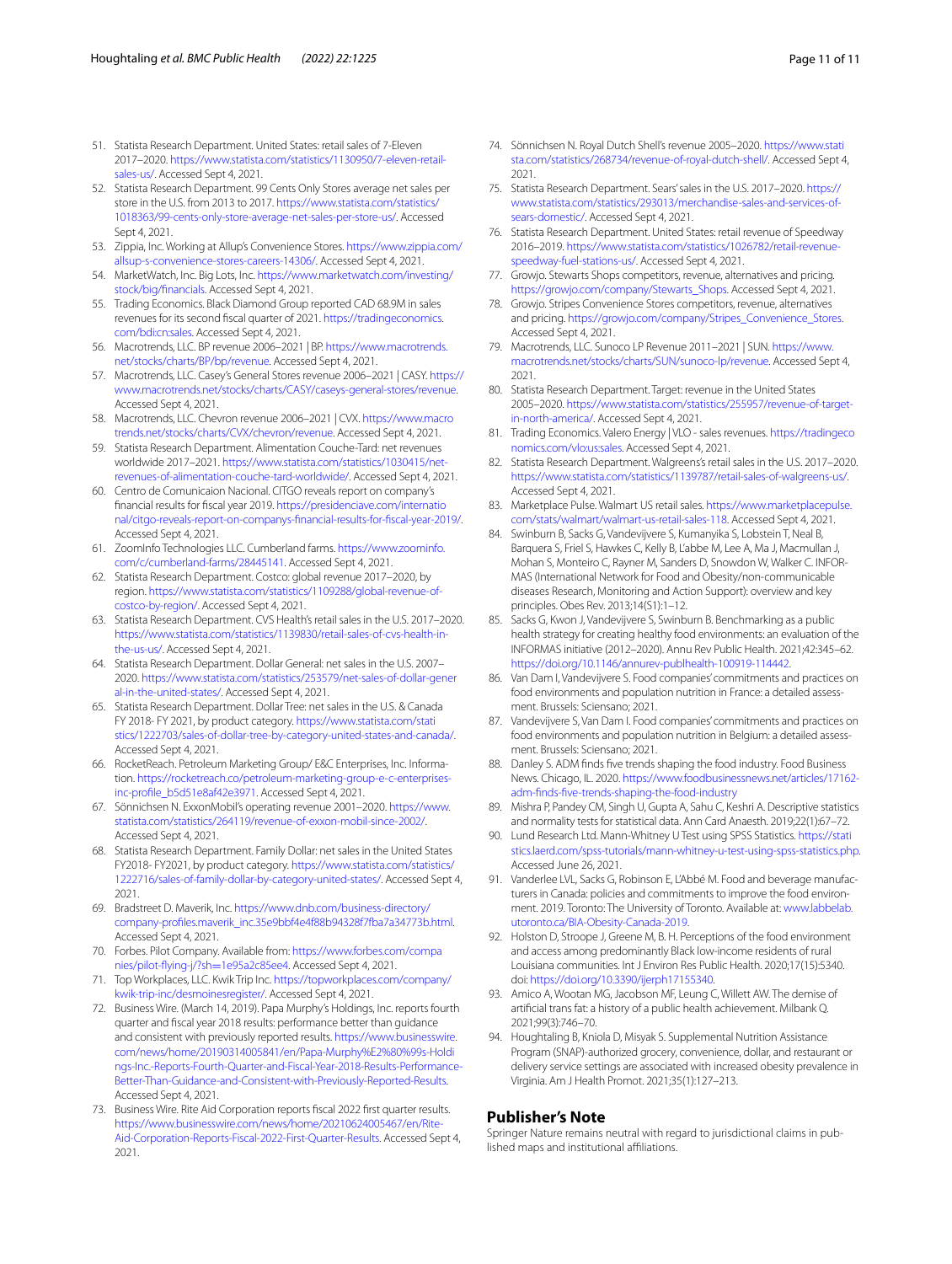51. Statista Research Department. United States: retail sales of 7-Eleven 2017–2020. https://www.statista.com/statistics/1130950/7-eleven-retail-sales-us/. Accessed Sept 4, 2021.
52. Statista Research Department. 99 Cents Only Stores average net sales per store in the U.S. from 2013 to 2017. https://www.statista.com/statistics/1018363/99-cents-only-store-average-net-sales-per-store-us/. Accessed Sept 4, 2021.
53. Zippia, Inc. Working at Allup's Convenience Stores. https://www.zippia.com/allsup-s-convenience-stores-careers-14306/. Accessed Sept 4, 2021.
54. MarketWatch, Inc. Big Lots, Inc. https://www.marketwatch.com/investing/stock/big/financials. Accessed Sept 4, 2021.
55. Trading Economics. Black Diamond Group reported CAD 68.9M in sales revenues for its second fiscal quarter of 2021. https://tradingeconomics.com/bdi:cn:sales. Accessed Sept 4, 2021.
56. Macrotrends, LLC. BP revenue 2006–2021 | BP. https://www.macrotrends.net/stocks/charts/BP/bp/revenue. Accessed Sept 4, 2021.
57. Macrotrends, LLC. Casey's General Stores revenue 2006–2021 | CASY. https://www.macrotrends.net/stocks/charts/CASY/caseys-general-stores/revenue. Accessed Sept 4, 2021.
58. Macrotrends, LLC. Chevron revenue 2006–2021 | CVX. https://www.macrotrends.net/stocks/charts/CVX/chevron/revenue. Accessed Sept 4, 2021.
59. Statista Research Department. Alimentation Couche-Tard: net revenues worldwide 2017–2021. https://www.statista.com/statistics/1030415/net-revenues-of-alimentation-couche-tard-worldwide/. Accessed Sept 4, 2021.
60. Centro de Comunicaion Nacional. CITGO reveals report on company's financial results for fiscal year 2019. https://presidenciave.com/international/citgo-reveals-report-on-companys-financial-results-for-fiscal-year-2019/. Accessed Sept 4, 2021.
61. ZoomInfo Technologies LLC. Cumberland farms. https://www.zoominfo.com/c/cumberland-farms/28445141. Accessed Sept 4, 2021.
62. Statista Research Department. Costco: global revenue 2017–2020, by region. https://www.statista.com/statistics/1109288/global-revenue-of-costco-by-region/. Accessed Sept 4, 2021.
63. Statista Research Department. CVS Health's retail sales in the U.S. 2017–2020. https://www.statista.com/statistics/1139830/retail-sales-of-cvs-health-in-the-us-us/. Accessed Sept 4, 2021.
64. Statista Research Department. Dollar General: net sales in the U.S. 2007–2020. https://www.statista.com/statistics/253579/net-sales-of-dollar-general-in-the-united-states/. Accessed Sept 4, 2021.
65. Statista Research Department. Dollar Tree: net sales in the U.S. & Canada FY 2018- FY 2021, by product category. https://www.statista.com/statistics/1222703/sales-of-dollar-tree-by-category-united-states-and-canada/. Accessed Sept 4, 2021.
66. RocketReach. Petroleum Marketing Group/ E&C Enterprises, Inc. Information. https://rocketreach.co/petroleum-marketing-group-e-c-enterprises-inc-profile_b5d51e8af42e3971. Accessed Sept 4, 2021.
67. Sönnichsen N. ExxonMobil's operating revenue 2001–2020. https://www.statista.com/statistics/264119/revenue-of-exxon-mobil-since-2002/. Accessed Sept 4, 2021.
68. Statista Research Department. Family Dollar: net sales in the United States FY2018- FY2021, by product category. https://www.statista.com/statistics/1222716/sales-of-family-dollar-by-category-united-states/. Accessed Sept 4, 2021.
69. Bradstreet D. Maverik, Inc. https://www.dnb.com/business-directory/company-profiles.maverik_inc.35e9bbf4e4f88b94328f7fba7a34773b.html. Accessed Sept 4, 2021.
70. Forbes. Pilot Company. Available from: https://www.forbes.com/companies/pilot-flying-j/?sh=1e95a2c85ee4. Accessed Sept 4, 2021.
71. Top Workplaces, LLC. Kwik Trip Inc. https://topworkplaces.com/company/kwik-trip-inc/desmoinesregister/. Accessed Sept 4, 2021.
72. Business Wire. (March 14, 2019). Papa Murphy's Holdings, Inc. reports fourth quarter and fiscal year 2018 results: performance better than guidance and consistent with previously reported results. https://www.businesswire.com/news/home/20190314005841/en/Papa-Murphy%E2%80%99s-Holdings-Inc.-Reports-Fourth-Quarter-and-Fiscal-Year-2018-Results-Performance-Better-Than-Guidance-and-Consistent-with-Previously-Reported-Results. Accessed Sept 4, 2021.
73. Business Wire. Rite Aid Corporation reports fiscal 2022 first quarter results. https://www.businesswire.com/news/home/20210624005467/en/Rite-Aid-Corporation-Reports-Fiscal-2022-First-Quarter-Results. Accessed Sept 4, 2021.
74. Sönnichsen N. Royal Dutch Shell's revenue 2005–2020. https://www.statista.com/statistics/268734/revenue-of-royal-dutch-shell/. Accessed Sept 4, 2021.
75. Statista Research Department. Sears' sales in the U.S. 2017–2020. https://www.statista.com/statistics/293013/merchandise-sales-and-services-of-sears-domestic/. Accessed Sept 4, 2021.
76. Statista Research Department. United States: retail revenue of Speedway 2016–2019. https://www.statista.com/statistics/1026782/retail-revenue-speedway-fuel-stations-us/. Accessed Sept 4, 2021.
77. Growjo. Stewarts Shops competitors, revenue, alternatives and pricing. https://growjo.com/company/Stewarts_Shops. Accessed Sept 4, 2021.
78. Growjo. Stripes Convenience Stores competitors, revenue, alternatives and pricing. https://growjo.com/company/Stripes_Convenience_Stores. Accessed Sept 4, 2021.
79. Macrotrends, LLC. Sunoco LP Revenue 2011–2021 | SUN. https://www.macrotrends.net/stocks/charts/SUN/sunoco-lp/revenue. Accessed Sept 4, 2021.
80. Statista Research Department. Target: revenue in the United States 2005–2020. https://www.statista.com/statistics/255957/revenue-of-target-in-north-america/. Accessed Sept 4, 2021.
81. Trading Economics. Valero Energy | VLO - sales revenues. https://tradingeconomics.com/vlo:us:sales. Accessed Sept 4, 2021.
82. Statista Research Department. Walgreens's retail sales in the U.S. 2017–2020. https://www.statista.com/statistics/1139787/retail-sales-of-walgreens-us/. Accessed Sept 4, 2021.
83. Marketplace Pulse. Walmart US retail sales. https://www.marketplacepulse.com/stats/walmart/walmart-us-retail-sales-118. Accessed Sept 4, 2021.
84. Swinburn B, Sacks G, Vandevijvere S, Kumanyika S, Lobstein T, Neal B, Barquera S, Friel S, Hawkes C, Kelly B, L'abbe M, Lee A, Ma J, Macmullan J, Mohan S, Monteiro C, Rayner M, Sanders D, Snowdon W, Walker C. INFORMAS (International Network for Food and Obesity/non-communicable diseases Research, Monitoring and Action Support): overview and key principles. Obes Rev. 2013;14(S1):1–12.
85. Sacks G, Kwon J, Vandevijvere S, Swinburn B. Benchmarking as a public health strategy for creating healthy food environments: an evaluation of the INFORMAS initiative (2012–2020). Annu Rev Public Health. 2021;42:345–62. https://doi.org/10.1146/annurev-publhealth-100919-114442.
86. Van Dam I, Vandevijvere S. Food companies' commitments and practices on food environments and population nutrition in France: a detailed assessment. Brussels: Sciensano; 2021.
87. Vandevijvere S, Van Dam I. Food companies' commitments and practices on food environments and population nutrition in Belgium: a detailed assessment. Brussels: Sciensano; 2021.
88. Danley S. ADM finds five trends shaping the food industry. Food Business News. Chicago, IL. 2020. https://www.foodbusinessnews.net/articles/17162-adm-finds-five-trends-shaping-the-food-industry
89. Mishra P, Pandey CM, Singh U, Gupta A, Sahu C, Keshri A. Descriptive statistics and normality tests for statistical data. Ann Card Anaesth. 2019;22(1):67–72.
90. Lund Research Ltd. Mann-Whitney U Test using SPSS Statistics. https://statistics.laerd.com/spss-tutorials/mann-whitney-u-test-using-spss-statistics.php. Accessed June 26, 2021.
91. Vanderlee LVL, Sacks G, Robinson E, L'Abbé M. Food and beverage manufacturers in Canada: policies and commitments to improve the food environment. 2019. Toronto: The University of Toronto. Available at: www.labbelab.utoronto.ca/BIA-Obesity-Canada-2019.
92. Holston D, Stroope J, Greene M, B. H. Perceptions of the food environment and access among predominantly Black low-income residents of rural Louisiana communities. Int J Environ Res Public Health. 2020;17(15):5340. doi: https://doi.org/10.3390/ijerph17155340.
93. Amico A, Wootan MG, Jacobson MF, Leung C, Willett AW. The demise of artificial trans fat: a history of a public health achievement. Milbank Q. 2021;99(3):746–70.
94. Houghtaling B, Kniola D, Misyak S. Supplemental Nutrition Assistance Program (SNAP)-authorized grocery, convenience, dollar, and restaurant or delivery service settings are associated with increased obesity prevalence in Virginia. Am J Health Promot. 2021;35(1):127–213.

## Publisher's Note

Springer Nature remains neutral with regard to jurisdictional claims in published maps and institutional affiliations.